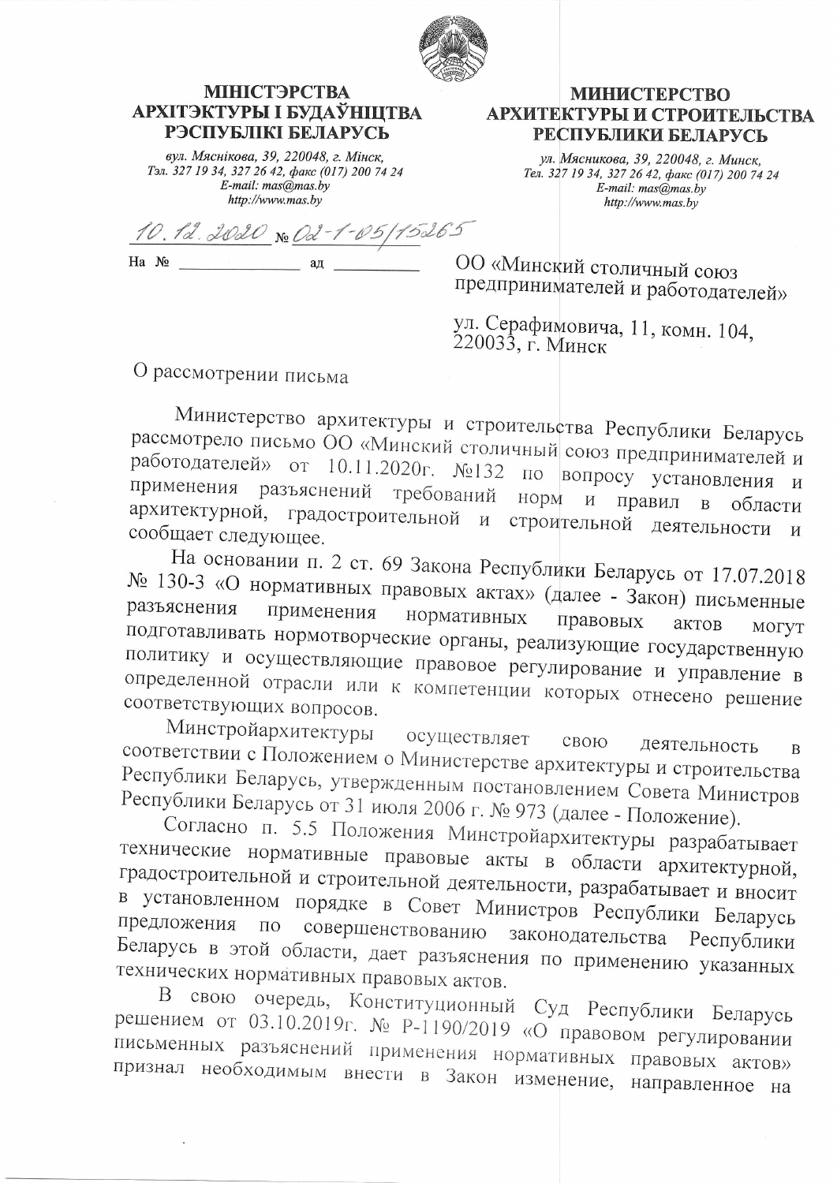**МІНІСТЭРСТВА АРХІТЭКТУРЫ І БУДАЎНІЦТВА РЭСПУБЛІКІ БЕЛАРУСЬ**

*вул. Мяснікова, 39, 220048, г. Мінск,*
*Тэл. 327 19 34, 327 26 42, факс (017) 200 74 24*
*E-mail: mas@mas.by*
*http://www.mas.by*

**МИНИСТЕРСТВО АРХИТЕКТУРЫ И СТРОИТЕЛЬСТВА РЕСПУБЛИКИ БЕЛАРУСЬ**

*ул. Мясникова, 39, 220048, г. Минск,*
*Тел. 327 19 34, 327 26 42, факс (017) 200 74 24*
*E-mail: mas@mas.by*
*http://www.mas.by*

10.12.2020 № 02-1-05/15265

На № ____________ ад ____________

ОО «Минский столичный союз предпринимателей и работодателей»

ул. Серафимовича, 11, комн. 104,
220033, г. Минск

О рассмотрении письма

Министерство архитектуры и строительства Республики Беларусь рассмотрело письмо ОО «Минский столичный союз предпринимателей и работодателей» от 10.11.2020г. №132 по вопросу установления и применения разъяснений требований норм и правил в области архитектурной, градостроительной и строительной деятельности и сообщает следующее.

На основании п. 2 ст. 69 Закона Республики Беларусь от 17.07.2018 № 130-З «О нормативных правовых актах» (далее - Закон) письменные разъяснения применения нормативных правовых актов могут подготавливать нормотворческие органы, реализующие государственную политику и осуществляющие правовое регулирование и управление в определенной отрасли или к компетенции которых отнесено решение соответствующих вопросов.

Минстройархитектуры осуществляет свою деятельность в соответствии с Положением о Министерстве архитектуры и строительства Республики Беларусь, утвержденным постановлением Совета Министров Республики Беларусь от 31 июля 2006 г. № 973 (далее - Положение).

Согласно п. 5.5 Положения Минстройархитектуры разрабатывает технические нормативные правовые акты в области архитектурной, градостроительной и строительной деятельности, разрабатывает и вносит в установленном порядке в Совет Министров Республики Беларусь предложения по совершенствованию законодательства Республики Беларусь в этой области, дает разъяснения по применению указанных технических нормативных правовых актов.

В свою очередь, Конституционный Суд Республики Беларусь решением от 03.10.2019г. № Р-1190/2019 «О правовом регулировании письменных разъяснений применения нормативных правовых актов» признал необходимым внести в Закон изменение, направленное на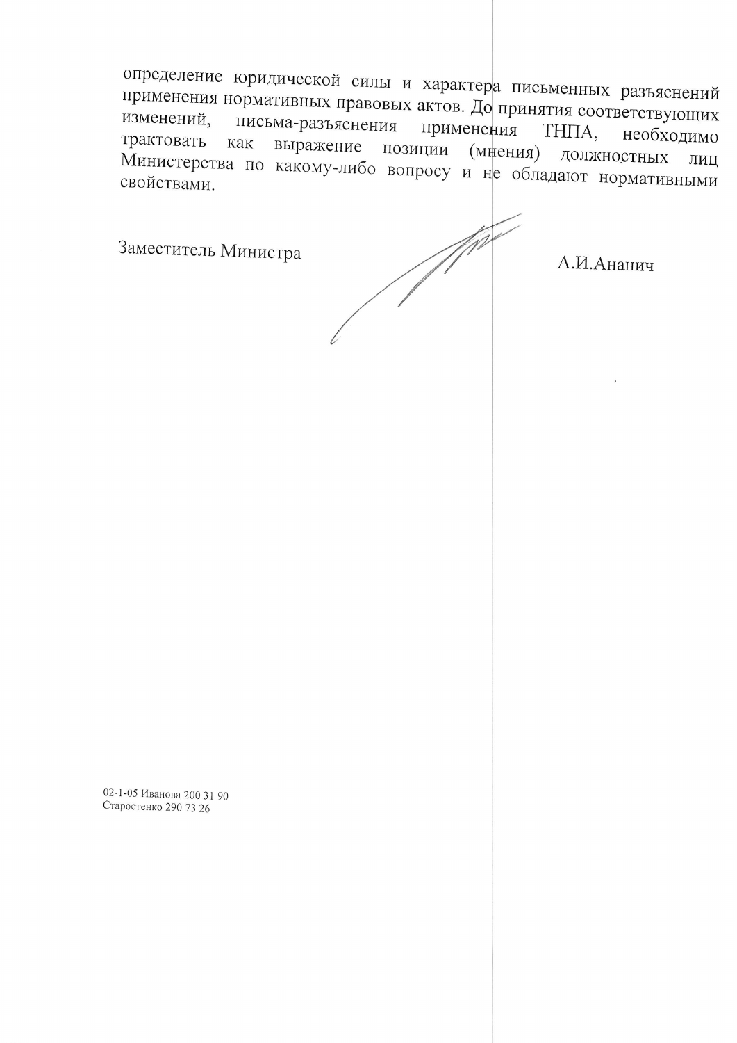определение юридической силы и характера письменных разъяснений применения нормативных правовых актов. До принятия соответствующих изменений, письма-разъяснения применения ТНПА, необходимо трактовать как выражение позиции (мнения) должностных лиц Министерства по какому-либо вопросу и не обладают нормативными свойствами.

Заместитель Министра А.И.Ананич

02-1-05 Иванова 200 31 90
Старостенко 290 73 26